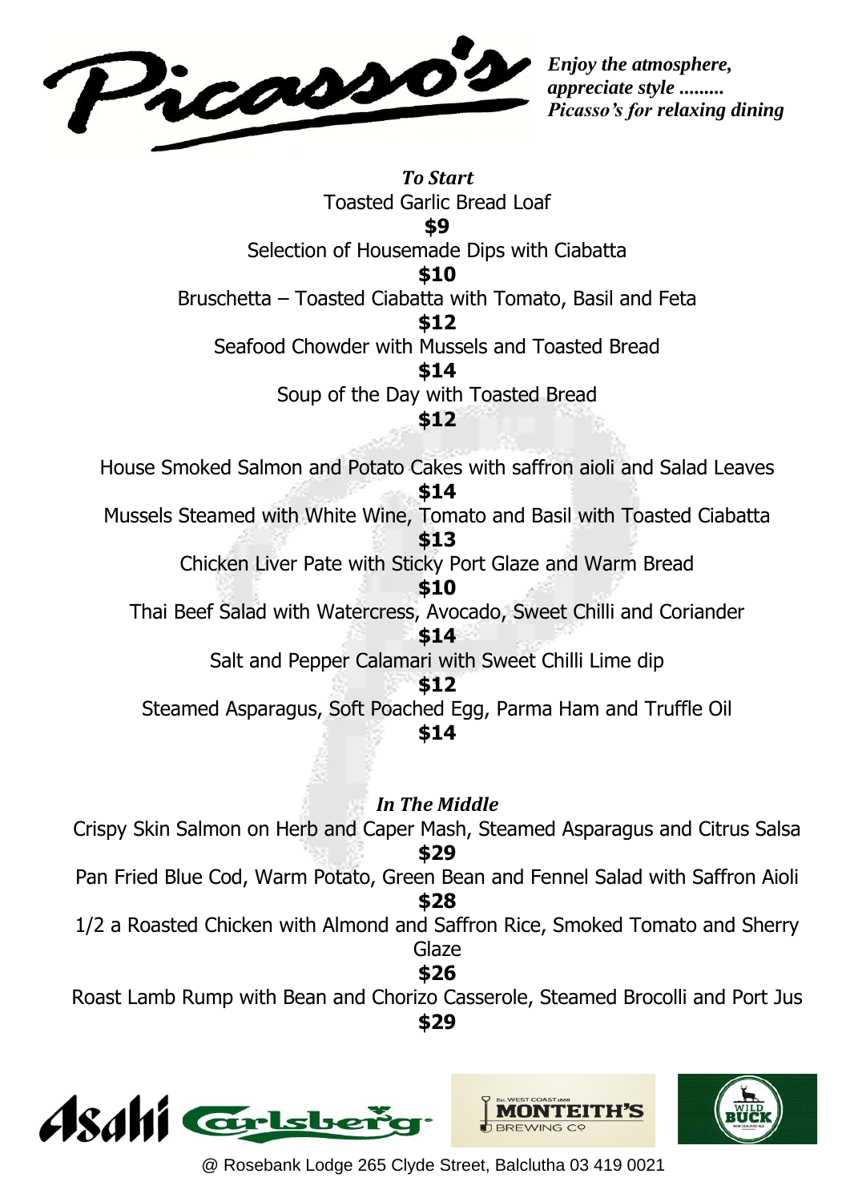# Picasso's

***Enjoy the atmosphere, appreciate style ......... Picasso's for relaxing dining***

## *To Start*

Toasted Garlic Bread Loaf
**$9**

Selection of Housemade Dips with Ciabatta
**$10**

Bruschetta – Toasted Ciabatta with Tomato, Basil and Feta
**$12**

Seafood Chowder with Mussels and Toasted Bread
**$14**

Soup of the Day with Toasted Bread
**$12**

House Smoked Salmon and Potato Cakes with saffron aioli and Salad Leaves
**$14**

Mussels Steamed with White Wine, Tomato and Basil with Toasted Ciabatta
**$13**

Chicken Liver Pate with Sticky Port Glaze and Warm Bread
**$10**

Thai Beef Salad with Watercress, Avocado, Sweet Chilli and Coriander
**$14**

Salt and Pepper Calamari with Sweet Chilli Lime dip
**$12**

Steamed Asparagus, Soft Poached Egg, Parma Ham and Truffle Oil
**$14**

## *In The Middle*

Crispy Skin Salmon on Herb and Caper Mash, Steamed Asparagus and Citrus Salsa
**$29**

Pan Fried Blue Cod, Warm Potato, Green Bean and Fennel Salad with Saffron Aioli
**$28**

1/2 a Roasted Chicken with Almond and Saffron Rice, Smoked Tomato and Sherry Glaze
**$26**

Roast Lamb Rump with Bean and Chorizo Casserole, Steamed Brocolli and Port Jus
**$29**

Asahi Carlsberg MONTEITH'S BREWING Co WILD BUCK

@ Rosebank Lodge 265 Clyde Street, Balclutha 03 419 0021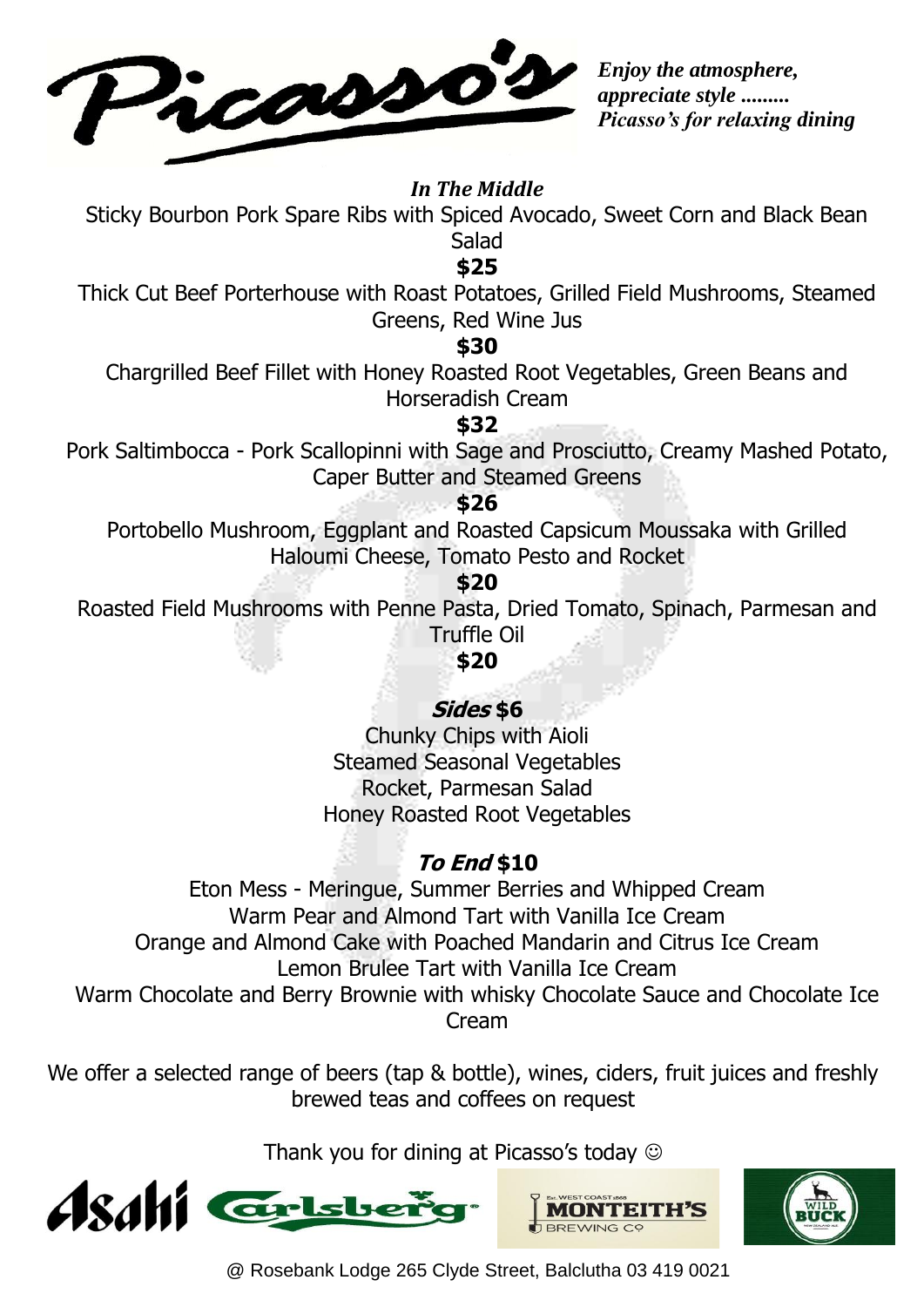# Picasso's

*Enjoy the atmosphere, appreciate style ......... Picasso's for relaxing dining*

## *In The Middle*

Sticky Bourbon Pork Spare Ribs with Spiced Avocado, Sweet Corn and Black Bean Salad

**$25**

Thick Cut Beef Porterhouse with Roast Potatoes, Grilled Field Mushrooms, Steamed Greens, Red Wine Jus

**$30**

Chargrilled Beef Fillet with Honey Roasted Root Vegetables, Green Beans and Horseradish Cream

**$32**

Pork Saltimbocca - Pork Scallopinni with Sage and Prosciutto, Creamy Mashed Potato, Caper Butter and Steamed Greens

**$26**

Portobello Mushroom, Eggplant and Roasted Capsicum Moussaka with Grilled Haloumi Cheese, Tomato Pesto and Rocket

**$20**

Roasted Field Mushrooms with Penne Pasta, Dried Tomato, Spinach, Parmesan and Truffle Oil

**$20**

## ***Sides* $6**

Chunky Chips with Aioli
Steamed Seasonal Vegetables
Rocket, Parmesan Salad
Honey Roasted Root Vegetables

## ***To End* $10**

Eton Mess - Meringue, Summer Berries and Whipped Cream
Warm Pear and Almond Tart with Vanilla Ice Cream
Orange and Almond Cake with Poached Mandarin and Citrus Ice Cream
Lemon Brulee Tart with Vanilla Ice Cream
Warm Chocolate and Berry Brownie with whisky Chocolate Sauce and Chocolate Ice Cream

We offer a selected range of beers (tap & bottle), wines, ciders, fruit juices and freshly brewed teas and coffees on request

Thank you for dining at Picasso's today ☺

Asahi Carlsberg Monteith's Brewing Co Wild Buck

@ Rosebank Lodge 265 Clyde Street, Balclutha 03 419 0021